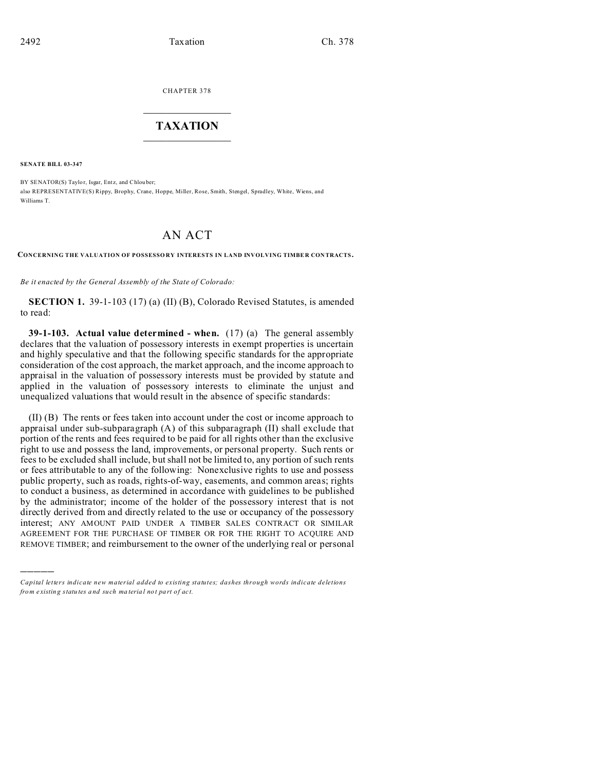CHAPTER 378

# TAXATION

**SENATE BILL 03-347**

BY SENATOR(S) Taylor, Isgar, Entz, and Chlouber;
also REPRESENTATIVE(S) Rippy, Brophy, Crane, Hoppe, Miller, Rose, Smith, Stengel, Spradley, White, Wiens, and Williams T.

# AN ACT

**CONCERNING THE VALUATION OF POSSESSORY INTERESTS IN LAND INVOLVING TIMBER CONTRACTS.**

*Be it enacted by the General Assembly of the State of Colorado:*

**SECTION 1.** 39-1-103 (17) (a) (II) (B), Colorado Revised Statutes, is amended to read:

**39-1-103. Actual value determined - when.** (17) (a) The general assembly declares that the valuation of possessory interests in exempt properties is uncertain and highly speculative and that the following specific standards for the appropriate consideration of the cost approach, the market approach, and the income approach to appraisal in the valuation of possessory interests must be provided by statute and applied in the valuation of possessory interests to eliminate the unjust and unequalized valuations that would result in the absence of specific standards:

(II) (B) The rents or fees taken into account under the cost or income approach to appraisal under sub-subparagraph (A) of this subparagraph (II) shall exclude that portion of the rents and fees required to be paid for all rights other than the exclusive right to use and possess the land, improvements, or personal property. Such rents or fees to be excluded shall include, but shall not be limited to, any portion of such rents or fees attributable to any of the following: Nonexclusive rights to use and possess public property, such as roads, rights-of-way, easements, and common areas; rights to conduct a business, as determined in accordance with guidelines to be published by the administrator; income of the holder of the possessory interest that is not directly derived from and directly related to the use or occupancy of the possessory interest; ANY AMOUNT PAID UNDER A TIMBER SALES CONTRACT OR SIMILAR AGREEMENT FOR THE PURCHASE OF TIMBER OR FOR THE RIGHT TO ACQUIRE AND REMOVE TIMBER; and reimbursement to the owner of the underlying real or personal

---

*Capital letters indicate new material added to existing statutes; dashes through words indicate deletions from existing statutes and such material not part of act.*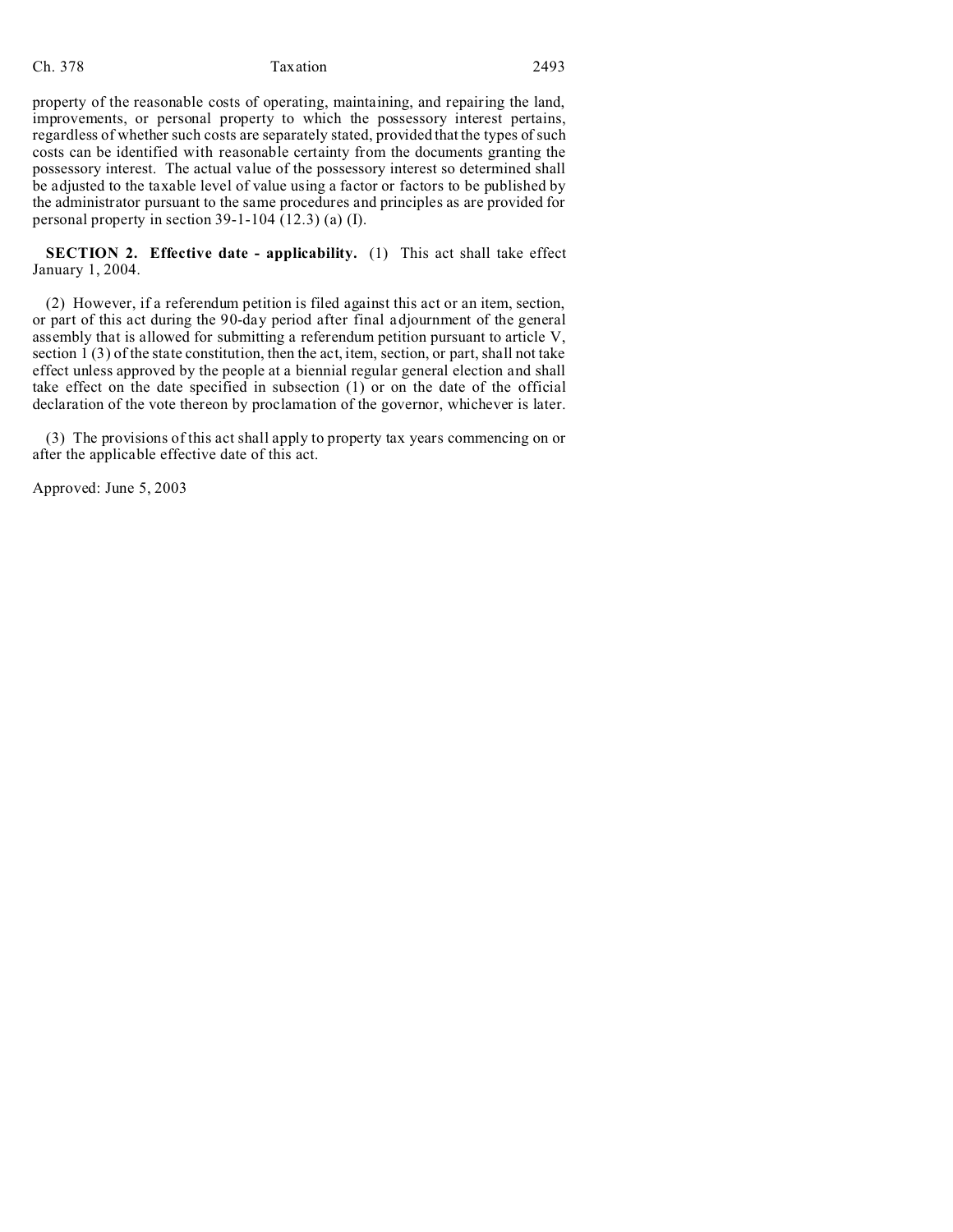property of the reasonable costs of operating, maintaining, and repairing the land, improvements, or personal property to which the possessory interest pertains, regardless of whether such costs are separately stated, provided that the types of such costs can be identified with reasonable certainty from the documents granting the possessory interest. The actual value of the possessory interest so determined shall be adjusted to the taxable level of value using a factor or factors to be published by the administrator pursuant to the same procedures and principles as are provided for personal property in section 39-1-104 (12.3) (a) (I).

**SECTION 2. Effective date - applicability.** (1) This act shall take effect January 1, 2004.

(2) However, if a referendum petition is filed against this act or an item, section, or part of this act during the 90-day period after final adjournment of the general assembly that is allowed for submitting a referendum petition pursuant to article V, section 1 (3) of the state constitution, then the act, item, section, or part, shall not take effect unless approved by the people at a biennial regular general election and shall take effect on the date specified in subsection (1) or on the date of the official declaration of the vote thereon by proclamation of the governor, whichever is later.

(3) The provisions of this act shall apply to property tax years commencing on or after the applicable effective date of this act.

Approved: June 5, 2003